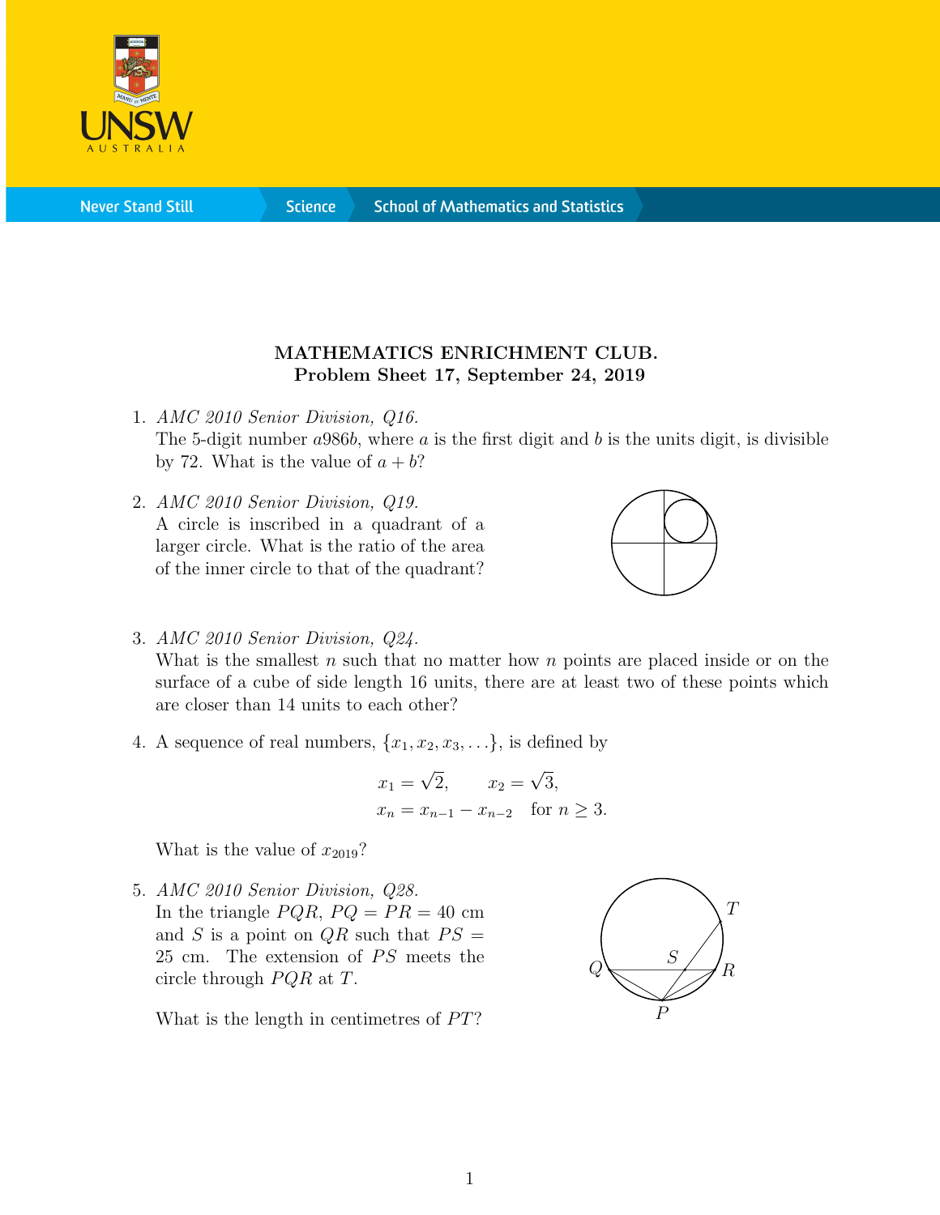**MATHEMATICS ENRICHMENT CLUB.**
**Problem Sheet 17, September 24, 2019**

1. *AMC 2010 Senior Division, Q16.*
   The 5-digit number $a986b$, where $a$ is the first digit and $b$ is the units digit, is divisible by 72. What is the value of $a + b$?

2. *AMC 2010 Senior Division, Q19.*
   A circle is inscribed in a quadrant of a larger circle. What is the ratio of the area of the inner circle to that of the quadrant?

3. *AMC 2010 Senior Division, Q24.*
   What is the smallest $n$ such that no matter how $n$ points are placed inside or on the surface of a cube of side length 16 units, there are at least two of these points which are closer than 14 units to each other?

4. A sequence of real numbers, $\{x_1, x_2, x_3, \ldots\}$, is defined by

$$x_1 = \sqrt{2}, \qquad x_2 = \sqrt{3},$$
$$x_n = x_{n-1} - x_{n-2} \quad \text{for } n \geq 3.$$

   What is the value of $x_{2019}$?

5. *AMC 2010 Senior Division, Q28.*
   In the triangle $PQR$, $PQ = PR = 40$ cm and $S$ is a point on $QR$ such that $PS = 25$ cm. The extension of $PS$ meets the circle through $PQR$ at $T$.

   What is the length in centimetres of $PT$?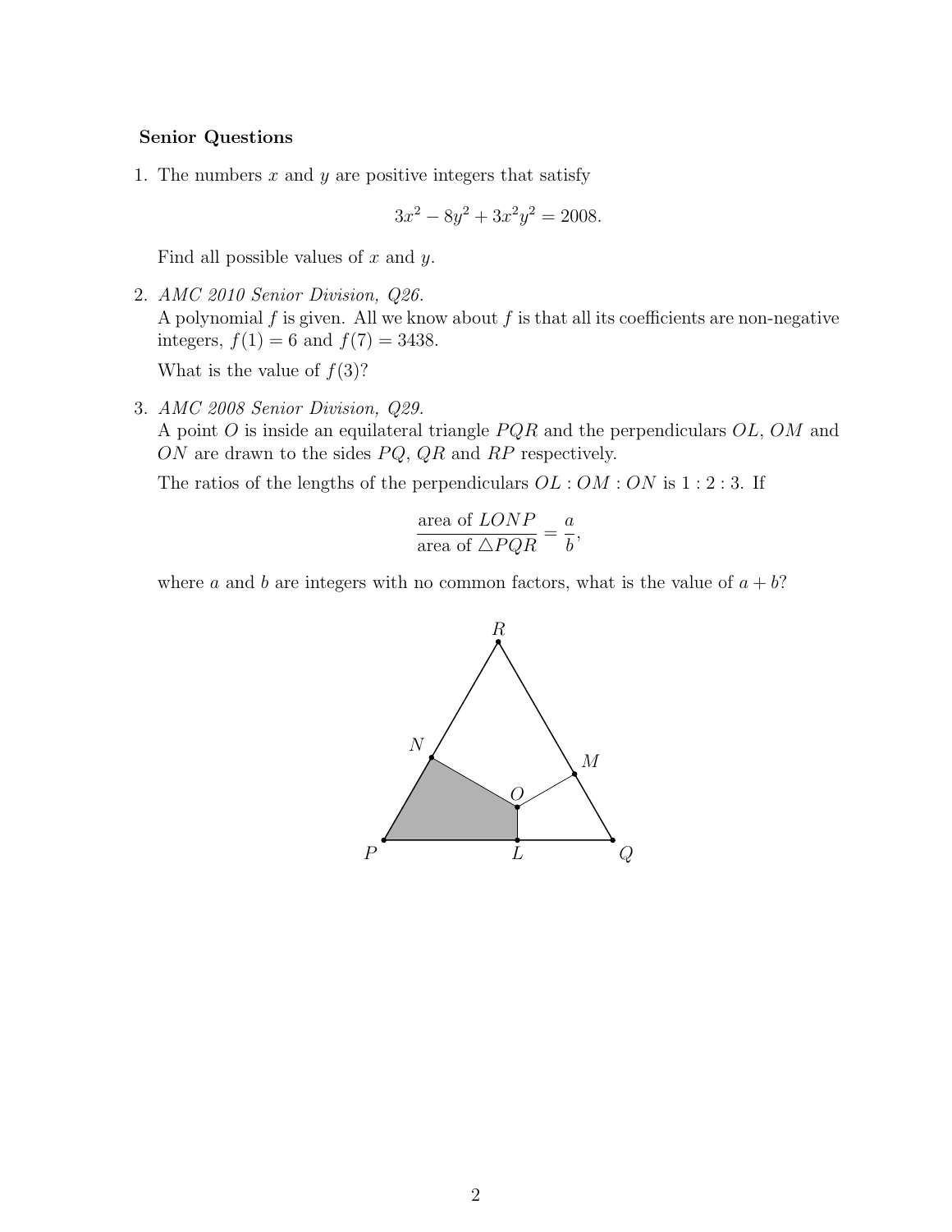**Senior Questions**

1. The numbers $x$ and $y$ are positive integers that satisfy

$$3x^2 - 8y^2 + 3x^2y^2 = 2008.$$

   Find all possible values of $x$ and $y$.

2. *AMC 2010 Senior Division, Q26.*

   A polynomial $f$ is given. All we know about $f$ is that all its coefficients are non-negative integers, $f(1) = 6$ and $f(7) = 3438$.

   What is the value of $f(3)$?

3. *AMC 2008 Senior Division, Q29.*

   A point $O$ is inside an equilateral triangle $PQR$ and the perpendiculars $OL$, $OM$ and $ON$ are drawn to the sides $PQ$, $QR$ and $RP$ respectively.

   The ratios of the lengths of the perpendiculars $OL : OM : ON$ is $1 : 2 : 3$. If

$$\frac{\text{area of } LONP}{\text{area of } \triangle PQR} = \frac{a}{b},$$

   where $a$ and $b$ are integers with no common factors, what is the value of $a + b$?

R

N

M

O

P

L

Q